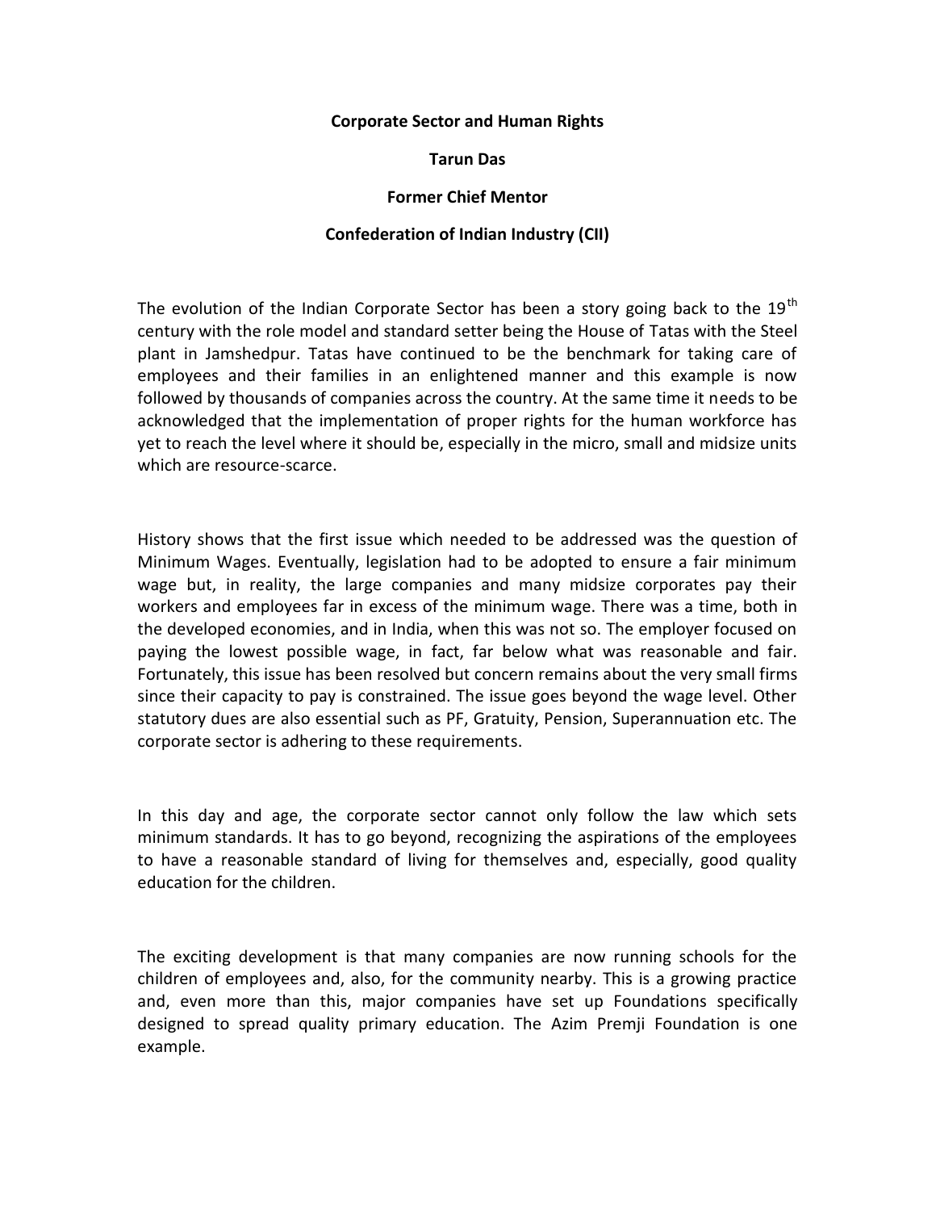# Corporate Sector and Human Rights

**Tarun Das**

**Former Chief Mentor**

**Confederation of Indian Industry (CII)**

The evolution of the Indian Corporate Sector has been a story going back to the 19th century with the role model and standard setter being the House of Tatas with the Steel plant in Jamshedpur. Tatas have continued to be the benchmark for taking care of employees and their families in an enlightened manner and this example is now followed by thousands of companies across the country. At the same time it needs to be acknowledged that the implementation of proper rights for the human workforce has yet to reach the level where it should be, especially in the micro, small and midsize units which are resource-scarce.

History shows that the first issue which needed to be addressed was the question of Minimum Wages. Eventually, legislation had to be adopted to ensure a fair minimum wage but, in reality, the large companies and many midsize corporates pay their workers and employees far in excess of the minimum wage. There was a time, both in the developed economies, and in India, when this was not so. The employer focused on paying the lowest possible wage, in fact, far below what was reasonable and fair. Fortunately, this issue has been resolved but concern remains about the very small firms since their capacity to pay is constrained. The issue goes beyond the wage level. Other statutory dues are also essential such as PF, Gratuity, Pension, Superannuation etc. The corporate sector is adhering to these requirements.

In this day and age, the corporate sector cannot only follow the law which sets minimum standards. It has to go beyond, recognizing the aspirations of the employees to have a reasonable standard of living for themselves and, especially, good quality education for the children.

The exciting development is that many companies are now running schools for the children of employees and, also, for the community nearby. This is a growing practice and, even more than this, major companies have set up Foundations specifically designed to spread quality primary education. The Azim Premji Foundation is one example.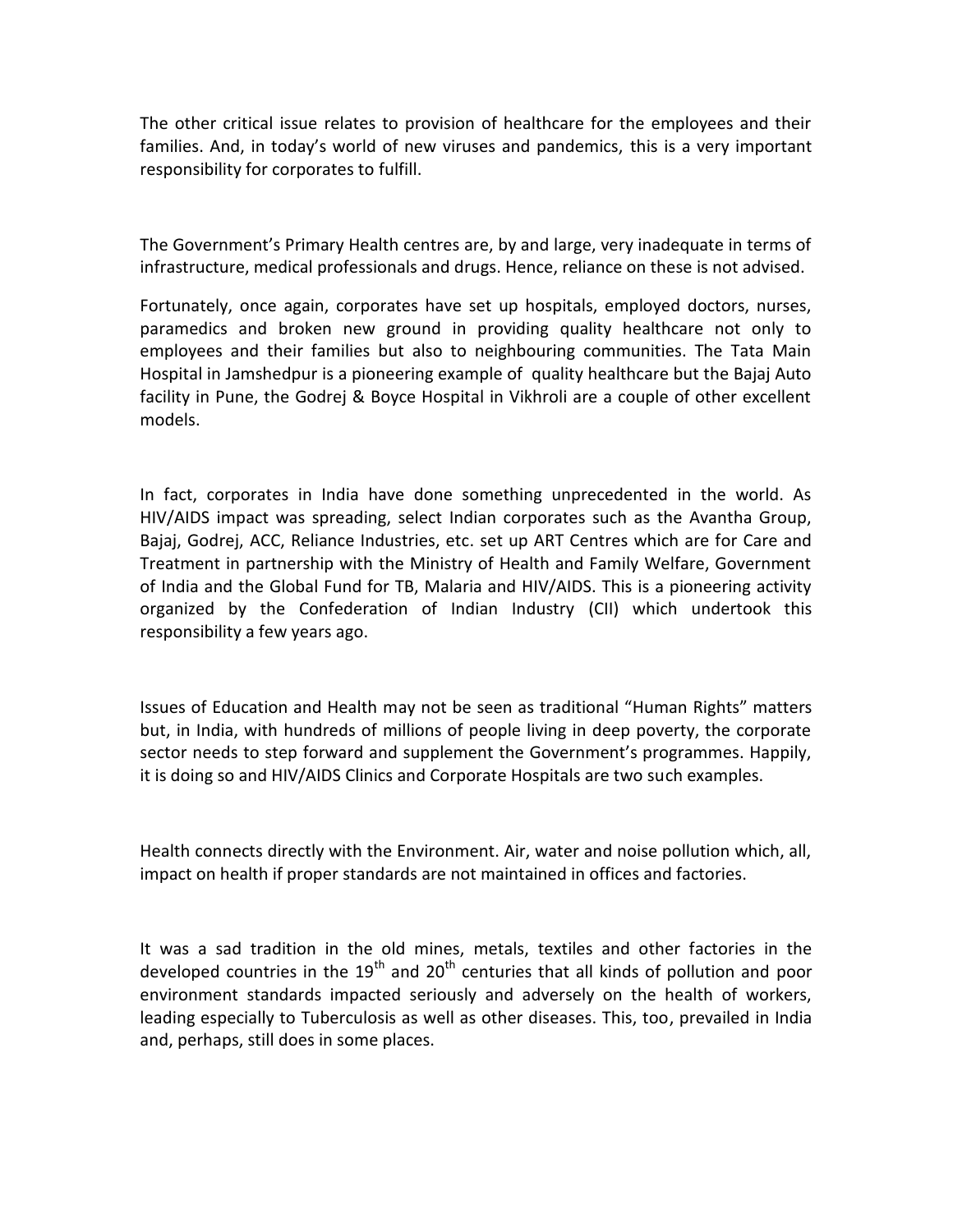The other critical issue relates to provision of healthcare for the employees and their families. And, in today's world of new viruses and pandemics, this is a very important responsibility for corporates to fulfill.

The Government's Primary Health centres are, by and large, very inadequate in terms of infrastructure, medical professionals and drugs. Hence, reliance on these is not advised.

Fortunately, once again, corporates have set up hospitals, employed doctors, nurses, paramedics and broken new ground in providing quality healthcare not only to employees and their families but also to neighbouring communities. The Tata Main Hospital in Jamshedpur is a pioneering example of quality healthcare but the Bajaj Auto facility in Pune, the Godrej & Boyce Hospital in Vikhroli are a couple of other excellent models.

In fact, corporates in India have done something unprecedented in the world. As HIV/AIDS impact was spreading, select Indian corporates such as the Avantha Group, Bajaj, Godrej, ACC, Reliance Industries, etc. set up ART Centres which are for Care and Treatment in partnership with the Ministry of Health and Family Welfare, Government of India and the Global Fund for TB, Malaria and HIV/AIDS. This is a pioneering activity organized by the Confederation of Indian Industry (CII) which undertook this responsibility a few years ago.

Issues of Education and Health may not be seen as traditional "Human Rights" matters but, in India, with hundreds of millions of people living in deep poverty, the corporate sector needs to step forward and supplement the Government's programmes. Happily, it is doing so and HIV/AIDS Clinics and Corporate Hospitals are two such examples.

Health connects directly with the Environment. Air, water and noise pollution which, all, impact on health if proper standards are not maintained in offices and factories.

It was a sad tradition in the old mines, metals, textiles and other factories in the developed countries in the 19th and 20th centuries that all kinds of pollution and poor environment standards impacted seriously and adversely on the health of workers, leading especially to Tuberculosis as well as other diseases. This, too, prevailed in India and, perhaps, still does in some places.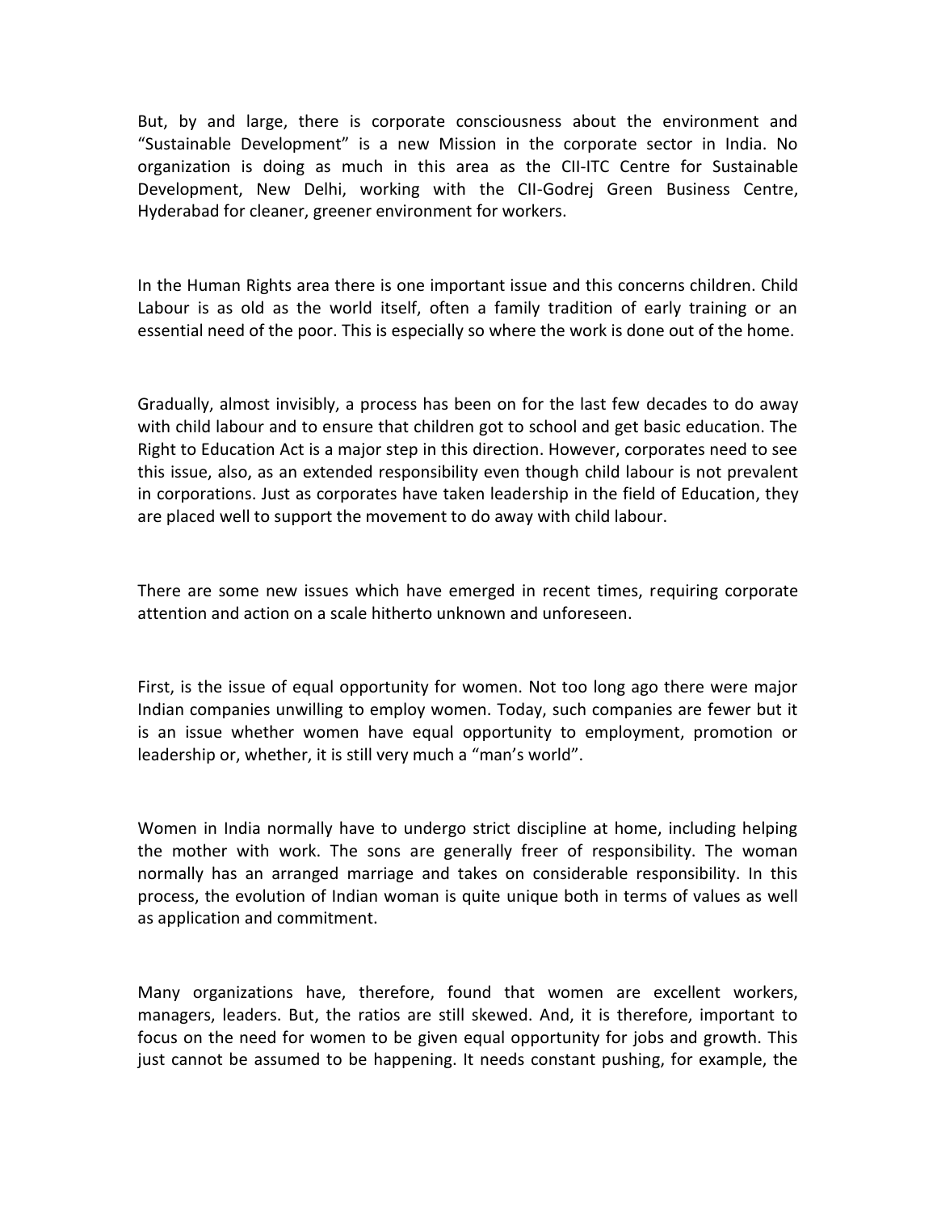But, by and large, there is corporate consciousness about the environment and "Sustainable Development" is a new Mission in the corporate sector in India. No organization is doing as much in this area as the CII-ITC Centre for Sustainable Development, New Delhi, working with the CII-Godrej Green Business Centre, Hyderabad for cleaner, greener environment for workers.

In the Human Rights area there is one important issue and this concerns children. Child Labour is as old as the world itself, often a family tradition of early training or an essential need of the poor. This is especially so where the work is done out of the home.

Gradually, almost invisibly, a process has been on for the last few decades to do away with child labour and to ensure that children got to school and get basic education. The Right to Education Act is a major step in this direction. However, corporates need to see this issue, also, as an extended responsibility even though child labour is not prevalent in corporations. Just as corporates have taken leadership in the field of Education, they are placed well to support the movement to do away with child labour.

There are some new issues which have emerged in recent times, requiring corporate attention and action on a scale hitherto unknown and unforeseen.

First, is the issue of equal opportunity for women. Not too long ago there were major Indian companies unwilling to employ women. Today, such companies are fewer but it is an issue whether women have equal opportunity to employment, promotion or leadership or, whether, it is still very much a "man's world".

Women in India normally have to undergo strict discipline at home, including helping the mother with work. The sons are generally freer of responsibility. The woman normally has an arranged marriage and takes on considerable responsibility. In this process, the evolution of Indian woman is quite unique both in terms of values as well as application and commitment.

Many organizations have, therefore, found that women are excellent workers, managers, leaders. But, the ratios are still skewed. And, it is therefore, important to focus on the need for women to be given equal opportunity for jobs and growth. This just cannot be assumed to be happening. It needs constant pushing, for example, the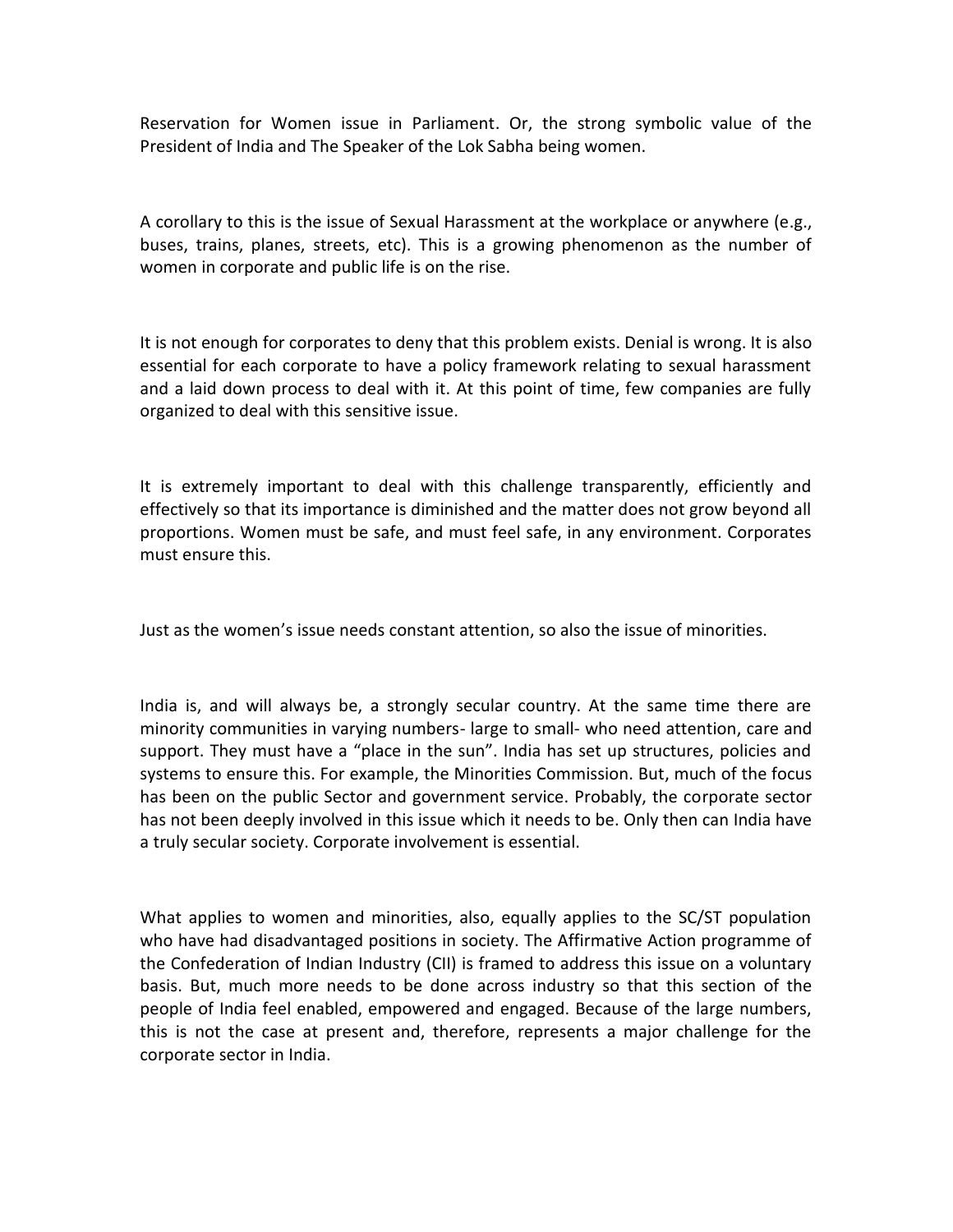Reservation for Women issue in Parliament. Or, the strong symbolic value of the President of India and The Speaker of the Lok Sabha being women.

A corollary to this is the issue of Sexual Harassment at the workplace or anywhere (e.g., buses, trains, planes, streets, etc). This is a growing phenomenon as the number of women in corporate and public life is on the rise.

It is not enough for corporates to deny that this problem exists. Denial is wrong. It is also essential for each corporate to have a policy framework relating to sexual harassment and a laid down process to deal with it. At this point of time, few companies are fully organized to deal with this sensitive issue.

It is extremely important to deal with this challenge transparently, efficiently and effectively so that its importance is diminished and the matter does not grow beyond all proportions. Women must be safe, and must feel safe, in any environment. Corporates must ensure this.

Just as the women's issue needs constant attention, so also the issue of minorities.

India is, and will always be, a strongly secular country. At the same time there are minority communities in varying numbers- large to small- who need attention, care and support. They must have a "place in the sun". India has set up structures, policies and systems to ensure this. For example, the Minorities Commission. But, much of the focus has been on the public Sector and government service. Probably, the corporate sector has not been deeply involved in this issue which it needs to be. Only then can India have a truly secular society. Corporate involvement is essential.

What applies to women and minorities, also, equally applies to the SC/ST population who have had disadvantaged positions in society. The Affirmative Action programme of the Confederation of Indian Industry (CII) is framed to address this issue on a voluntary basis. But, much more needs to be done across industry so that this section of the people of India feel enabled, empowered and engaged. Because of the large numbers, this is not the case at present and, therefore, represents a major challenge for the corporate sector in India.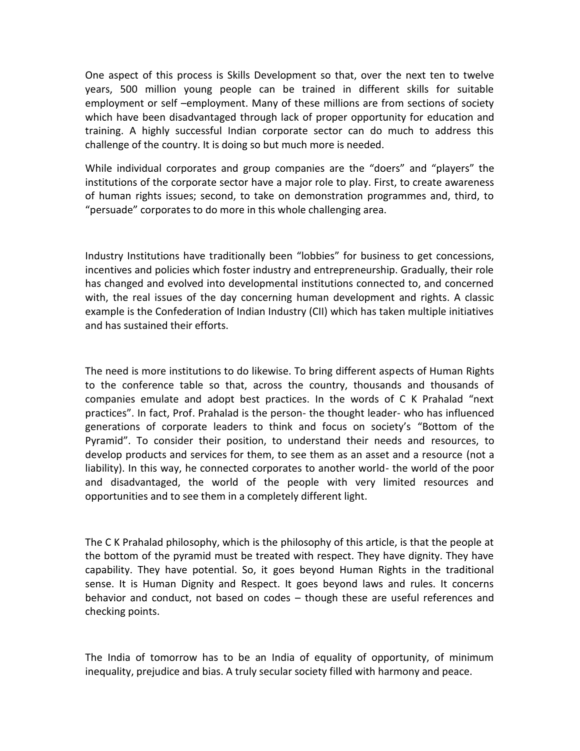One aspect of this process is Skills Development so that, over the next ten to twelve years, 500 million young people can be trained in different skills for suitable employment or self –employment. Many of these millions are from sections of society which have been disadvantaged through lack of proper opportunity for education and training. A highly successful Indian corporate sector can do much to address this challenge of the country. It is doing so but much more is needed.

While individual corporates and group companies are the "doers" and "players" the institutions of the corporate sector have a major role to play. First, to create awareness of human rights issues; second, to take on demonstration programmes and, third, to "persuade" corporates to do more in this whole challenging area.

Industry Institutions have traditionally been "lobbies" for business to get concessions, incentives and policies which foster industry and entrepreneurship. Gradually, their role has changed and evolved into developmental institutions connected to, and concerned with, the real issues of the day concerning human development and rights. A classic example is the Confederation of Indian Industry (CII) which has taken multiple initiatives and has sustained their efforts.

The need is more institutions to do likewise. To bring different aspects of Human Rights to the conference table so that, across the country, thousands and thousands of companies emulate and adopt best practices. In the words of C K Prahalad "next practices". In fact, Prof. Prahalad is the person- the thought leader- who has influenced generations of corporate leaders to think and focus on society's "Bottom of the Pyramid". To consider their position, to understand their needs and resources, to develop products and services for them, to see them as an asset and a resource (not a liability). In this way, he connected corporates to another world- the world of the poor and disadvantaged, the world of the people with very limited resources and opportunities and to see them in a completely different light.

The C K Prahalad philosophy, which is the philosophy of this article, is that the people at the bottom of the pyramid must be treated with respect. They have dignity. They have capability. They have potential. So, it goes beyond Human Rights in the traditional sense. It is Human Dignity and Respect. It goes beyond laws and rules. It concerns behavior and conduct, not based on codes – though these are useful references and checking points.

The India of tomorrow has to be an India of equality of opportunity, of minimum inequality, prejudice and bias. A truly secular society filled with harmony and peace.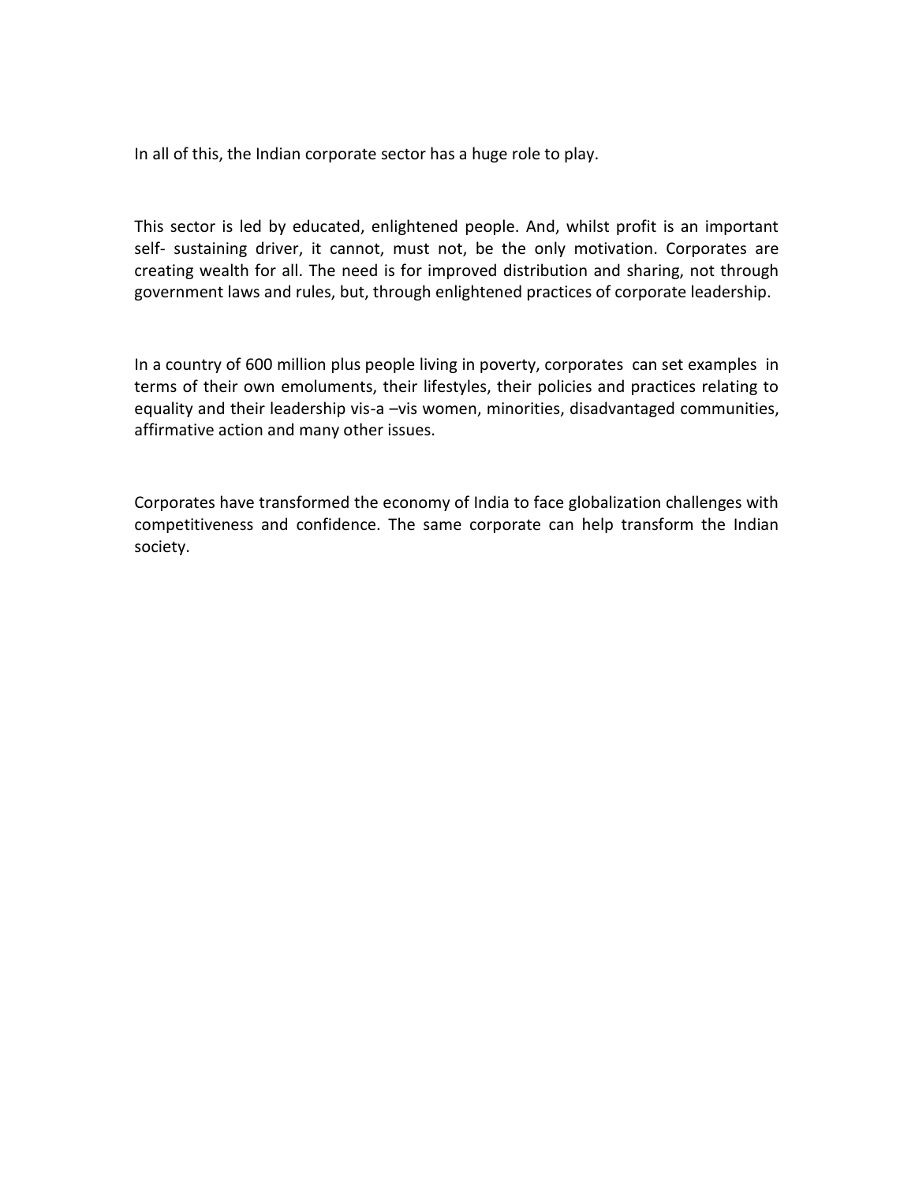In all of this, the Indian corporate sector has a huge role to play.

This sector is led by educated, enlightened people. And, whilst profit is an important self- sustaining driver, it cannot, must not, be the only motivation. Corporates are creating wealth for all. The need is for improved distribution and sharing, not through government laws and rules, but, through enlightened practices of corporate leadership.

In a country of 600 million plus people living in poverty, corporates can set examples in terms of their own emoluments, their lifestyles, their policies and practices relating to equality and their leadership vis-a –vis women, minorities, disadvantaged communities, affirmative action and many other issues.

Corporates have transformed the economy of India to face globalization challenges with competitiveness and confidence. The same corporate can help transform the Indian society.